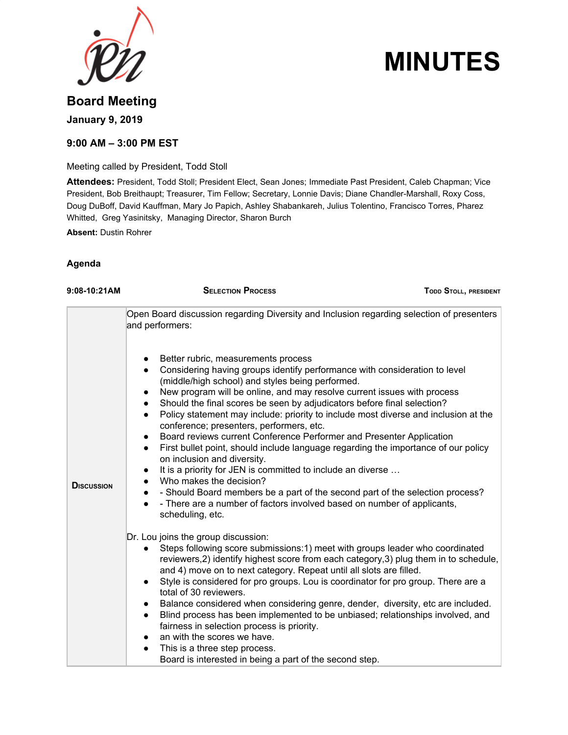# MINUTES

## Board Meeting

**January 9, 2019**

**9:00 AM – 3:00 PM EST**

Meeting called by President, Todd Stoll

**Attendees:** President, Todd Stoll; President Elect, Sean Jones; Immediate Past President, Caleb Chapman; Vice President, Bob Breithaupt; Treasurer, Tim Fellow; Secretary, Lonnie Davis; Diane Chandler-Marshall, Roxy Coss, Doug DuBoff, David Kauffman, Mary Jo Papich, Ashley Shabankareh, Julius Tolentino, Francisco Torres, Pharez Whitted, Greg Yasinitsky, Managing Director, Sharon Burch

**Absent:** Dustin Rohrer

### Agenda

| 9:08-10:21AM | SELECTION PROCESS | TODD STOLL, PRESIDENT |
|---|---|---|

| | |
|---|---|
| DISCUSSION | Open Board discussion regarding Diversity and Inclusion regarding selection of presenters and performers:<br><br>• Better rubric, measurements process<br>• Considering having groups identify performance with consideration to level (middle/high school) and styles being performed.<br>• New program will be online, and may resolve current issues with process<br>• Should the final scores be seen by adjudicators before final selection?<br>• Policy statement may include: priority to include most diverse and inclusion at the conference; presenters, performers, etc.<br>• Board reviews current Conference Performer and Presenter Application<br>• First bullet point, should include language regarding the importance of our policy on inclusion and diversity.<br>• It is a priority for JEN is committed to include an diverse …<br>• Who makes the decision?<br>• - Should Board members be a part of the second part of the selection process?<br>• - There are a number of factors involved based on number of applicants, scheduling, etc.<br><br>Dr. Lou joins the group discussion:<br>• Steps following score submissions:1) meet with groups leader who coordinated reviewers,2) identify highest score from each category,3) plug them in to schedule, and 4) move on to next category. Repeat until all slots are filled.<br>• Style is considered for pro groups. Lou is coordinator for pro group. There are a total of 30 reviewers.<br>• Balance considered when considering genre, dender, diversity, etc are included.<br>• Blind process has been implemented to be unbiased; relationships involved, and fairness in selection process is priority.<br>• an with the scores we have.<br>• This is a three step process.<br>Board is interested in being a part of the second step. |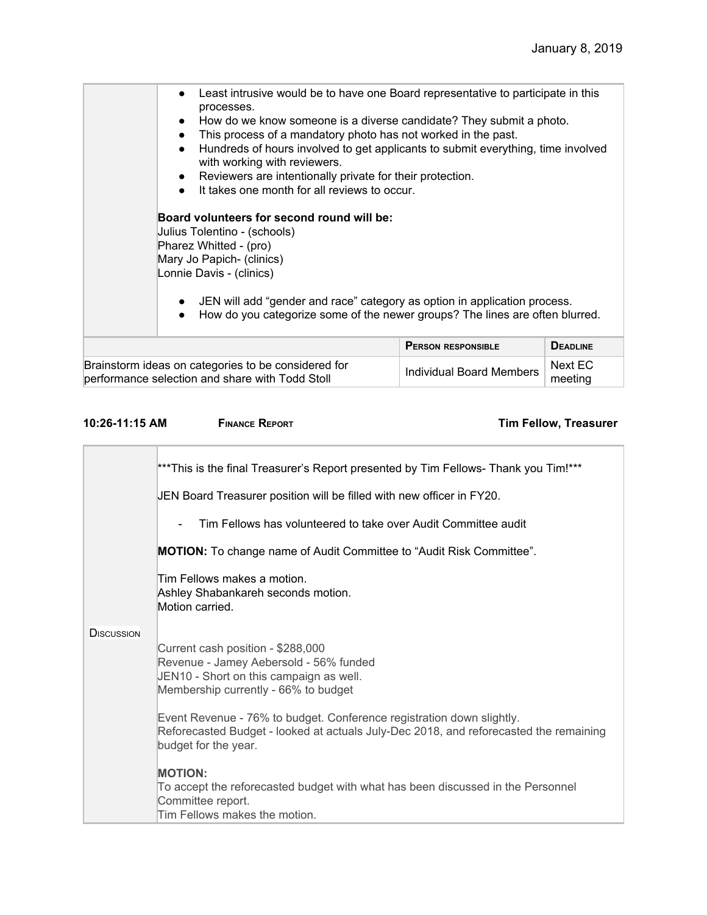| | |
|---|---|
| | • Least intrusive would be to have one Board representative to participate in this processes.<br>• How do we know someone is a diverse candidate? They submit a photo.<br>• This process of a mandatory photo has not worked in the past.<br>• Hundreds of hours involved to get applicants to submit everything, time involved with working with reviewers.<br>• Reviewers are intentionally private for their protection.<br>• It takes one month for all reviews to occur.<br><br>**Board volunteers for second round will be:**<br>Julius Tolentino - (schools)<br>Pharez Whitted - (pro)<br>Mary Jo Papich- (clinics)<br>Lonnie Davis - (clinics)<br><br>• JEN will add "gender and race" category as option in application process.<br>• How do you categorize some of the newer groups? The lines are often blurred. |

| | Person responsible | Deadline |
|---|---|---|
| Brainstorm ideas on categories to be considered for performance selection and share with Todd Stoll | Individual Board Members | Next EC meeting |

**10:26-11:15 AM** **Finance Report** **Tim Fellow, Treasurer**

| | |
|---|---|
| Discussion | \*\*\*This is the final Treasurer's Report presented by Tim Fellows- Thank you Tim!\*\*\*<br><br>JEN Board Treasurer position will be filled with new officer in FY20.<br><br>- Tim Fellows has volunteered to take over Audit Committee audit<br><br>**MOTION:** To change name of Audit Committee to "Audit Risk Committee".<br><br>Tim Fellows makes a motion.<br>Ashley Shabankareh seconds motion.<br>Motion carried.<br><br>Current cash position - $288,000<br>Revenue - Jamey Aebersold - 56% funded<br>JEN10 - Short on this campaign as well.<br>Membership currently - 66% to budget<br><br>Event Revenue - 76% to budget. Conference registration down slightly.<br>Reforecasted Budget - looked at actuals July-Dec 2018, and reforecasted the remaining budget for the year.<br><br>**MOTION:**<br>To accept the reforecasted budget with what has been discussed in the Personnel Committee report.<br>Tim Fellows makes the motion. |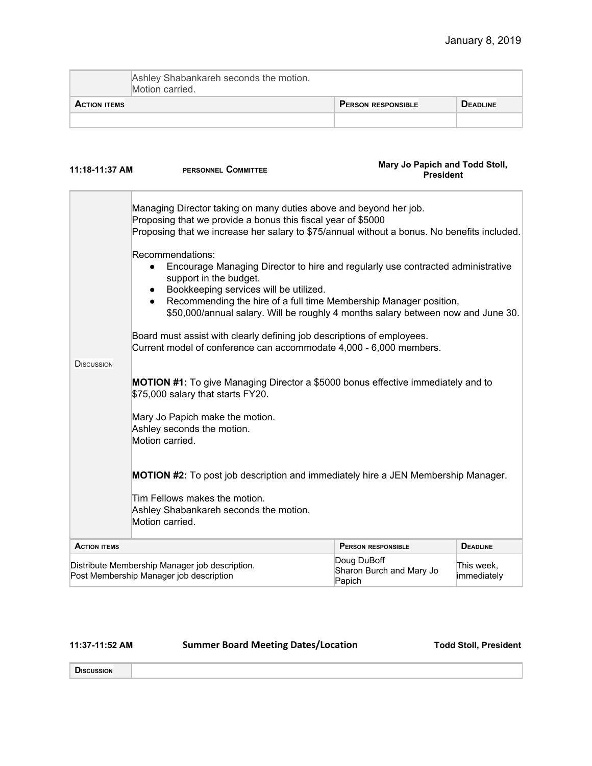| | Ashley Shabankareh seconds the motion.<br>Motion carried. | |
|---|---|---|
| **Action items** | **Person responsible** | **Deadline** |
| | | |

**11:18-11:37 AM** **PERSONNEL COMMITTEE** **Mary Jo Papich and Todd Stoll, President**

| **Discussion** | Managing Director taking on many duties above and beyond her job.<br>Proposing that we provide a bonus this fiscal year of $5000<br>Proposing that we increase her salary to $75/annual without a bonus. No benefits included.<br><br>Recommendations:<br>• Encourage Managing Director to hire and regularly use contracted administrative support in the budget.<br>• Bookkeeping services will be utilized.<br>• Recommending the hire of a full time Membership Manager position, $50,000/annual salary. Will be roughly 4 months salary between now and June 30.<br><br>Board must assist with clearly defining job descriptions of employees.<br>Current model of conference can accommodate 4,000 - 6,000 members.<br><br>**MOTION #1:** To give Managing Director a $5000 bonus effective immediately and to $75,000 salary that starts FY20.<br><br>Mary Jo Papich make the motion.<br>Ashley seconds the motion.<br>Motion carried.<br><br>**MOTION #2:** To post job description and immediately hire a JEN Membership Manager.<br><br>Tim Fellows makes the motion.<br>Ashley Shabankareh seconds the motion.<br>Motion carried. |
|---|---|

| **Action items** | **Person responsible** | **Deadline** |
|---|---|---|
| Distribute Membership Manager job description.<br>Post Membership Manager job description | Doug DuBoff<br>Sharon Burch and Mary Jo Papich | This week, immediately |

**11:37-11:52 AM** **Summer Board Meeting Dates/Location** **Todd Stoll, President**

| **Discussion** | |
|---|---|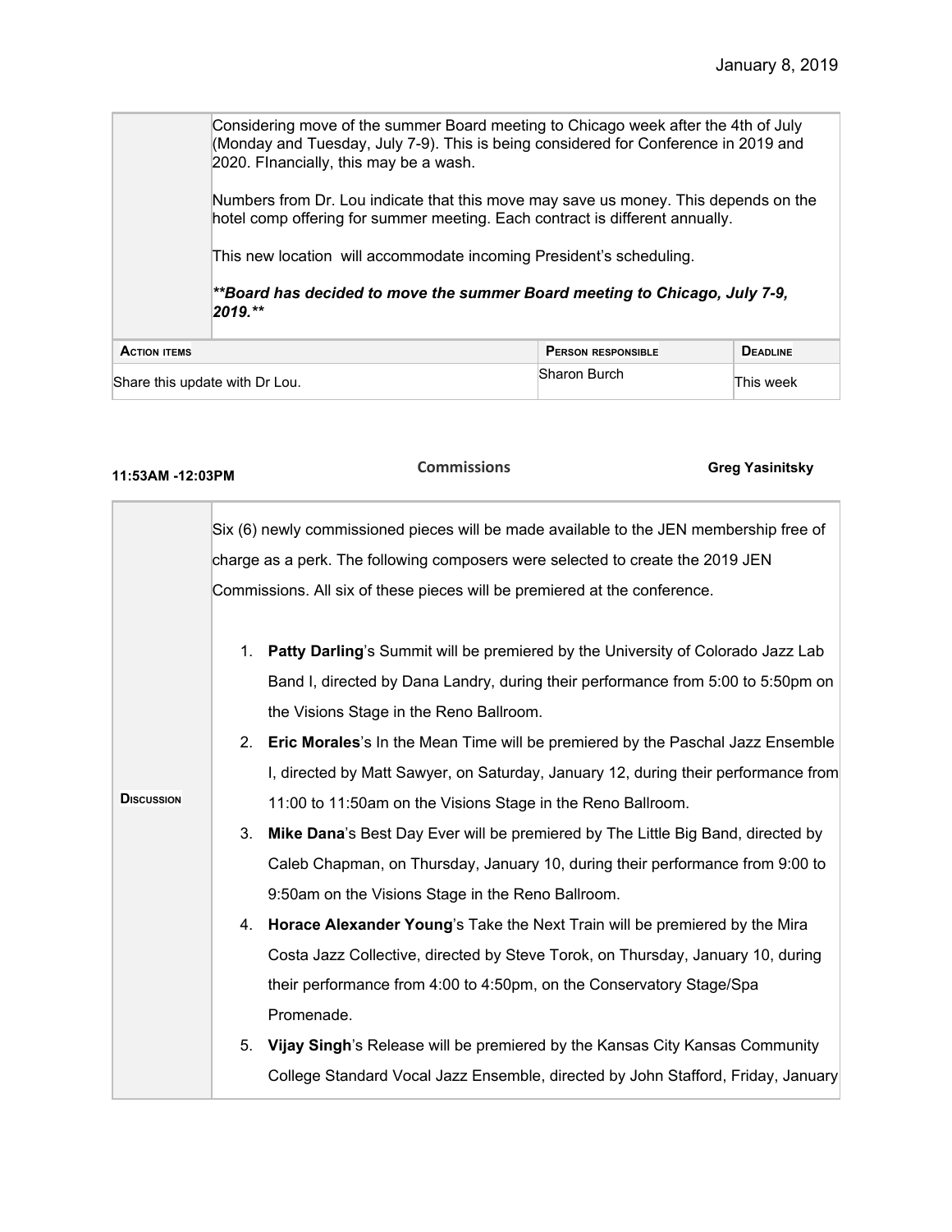Considering move of the summer Board meeting to Chicago week after the 4th of July (Monday and Tuesday, July 7-9). This is being considered for Conference in 2019 and 2020. FInancially, this may be a wash.

Numbers from Dr. Lou indicate that this move may save us money. This depends on the hotel comp offering for summer meeting. Each contract is different annually.

This new location will accommodate incoming President's scheduling.

***\*\*Board has decided to move the summer Board meeting to Chicago, July 7-9, 2019.\*\****

| ACTION ITEMS | PERSON RESPONSIBLE | DEADLINE |
|---|---|---|
| Share this update with Dr Lou. | Sharon Burch | This week |

**11:53AM -12:03PM** | **Commissions** | **Greg Yasinitsky**

**DISCUSSION**

Six (6) newly commissioned pieces will be made available to the JEN membership free of charge as a perk. The following composers were selected to create the 2019 JEN Commissions. All six of these pieces will be premiered at the conference.

1. **Patty Darling**'s Summit will be premiered by the University of Colorado Jazz Lab Band I, directed by Dana Landry, during their performance from 5:00 to 5:50pm on the Visions Stage in the Reno Ballroom.
2. **Eric Morales**'s In the Mean Time will be premiered by the Paschal Jazz Ensemble I, directed by Matt Sawyer, on Saturday, January 12, during their performance from 11:00 to 11:50am on the Visions Stage in the Reno Ballroom.
3. **Mike Dana**'s Best Day Ever will be premiered by The Little Big Band, directed by Caleb Chapman, on Thursday, January 10, during their performance from 9:00 to 9:50am on the Visions Stage in the Reno Ballroom.
4. **Horace Alexander Young**'s Take the Next Train will be premiered by the Mira Costa Jazz Collective, directed by Steve Torok, on Thursday, January 10, during their performance from 4:00 to 4:50pm, on the Conservatory Stage/Spa Promenade.
5. **Vijay Singh**'s Release will be premiered by the Kansas City Kansas Community College Standard Vocal Jazz Ensemble, directed by John Stafford, Friday, January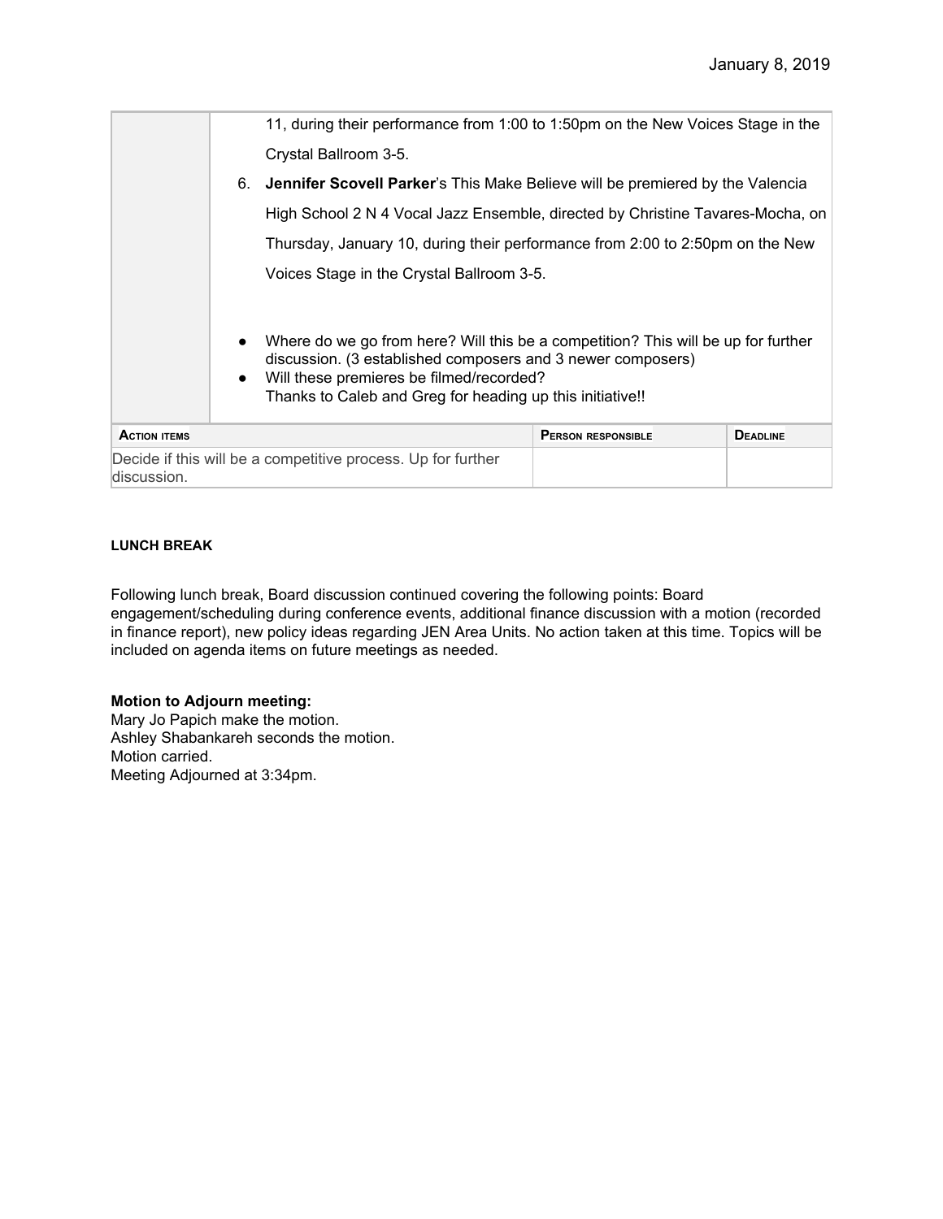| | |
|---|---|
| | 11, during their performance from 1:00 to 1:50pm on the New Voices Stage in the Crystal Ballroom 3-5.<br>6. **Jennifer Scovell Parker**'s This Make Believe will be premiered by the Valencia High School 2 N 4 Vocal Jazz Ensemble, directed by Christine Tavares-Mocha, on Thursday, January 10, during their performance from 2:00 to 2:50pm on the New Voices Stage in the Crystal Ballroom 3-5.<br><br>• Where do we go from here? Will this be a competition? This will be up for further discussion. (3 established composers and 3 newer composers)<br>• Will these premieres be filmed/recorded?<br>Thanks to Caleb and Greg for heading up this initiative!! |

| ACTION ITEMS | PERSON RESPONSIBLE | DEADLINE |
|---|---|---|
| Decide if this will be a competitive process. Up for further discussion. | | |

**LUNCH BREAK**

Following lunch break, Board discussion continued covering the following points: Board engagement/scheduling during conference events, additional finance discussion with a motion (recorded in finance report), new policy ideas regarding JEN Area Units. No action taken at this time. Topics will be included on agenda items on future meetings as needed.

**Motion to Adjourn meeting:**
Mary Jo Papich make the motion.
Ashley Shabankareh seconds the motion.
Motion carried.
Meeting Adjourned at 3:34pm.